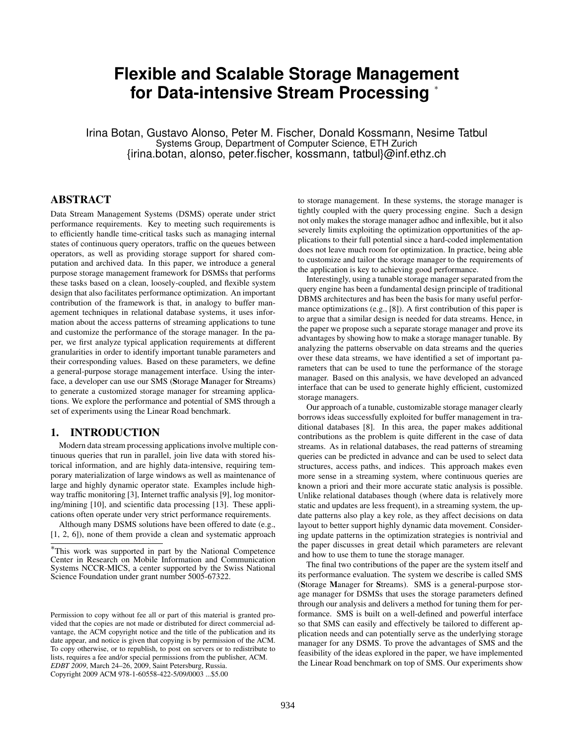# Flexible and Scalable Storage Management for Data-intensive Stream Processing [*]

Irina Botan, Gustavo Alonso, Peter M. Fischer, Donald Kossmann, Nesime Tatbul
Systems Group, Department of Computer Science, ETH Zurich
{irina.botan, alonso, peter.fischer, kossmann, tatbul}@inf.ethz.ch

## ABSTRACT

Data Stream Management Systems (DSMS) operate under strict performance requirements. Key to meeting such requirements is to efficiently handle time-critical tasks such as managing internal states of continuous query operators, traffic on the queues between operators, as well as providing storage support for shared computation and archived data. In this paper, we introduce a general purpose storage management framework for DSMSs that performs these tasks based on a clean, loosely-coupled, and flexible system design that also facilitates performance optimization. An important contribution of the framework is that, in analogy to buffer management techniques in relational database systems, it uses information about the access patterns of streaming applications to tune and customize the performance of the storage manager. In the paper, we first analyze typical application requirements at different granularities in order to identify important tunable parameters and their corresponding values. Based on these parameters, we define a general-purpose storage management interface. Using the interface, a developer can use our SMS (**S**torage **M**anager for **S**treams) to generate a customized storage manager for streaming applications. We explore the performance and potential of SMS through a set of experiments using the Linear Road benchmark.

## 1. INTRODUCTION

Modern data stream processing applications involve multiple continuous queries that run in parallel, join live data with stored historical information, and are highly data-intensive, requiring temporary materialization of large windows as well as maintenance of large and highly dynamic operator state. Examples include highway traffic monitoring [3], Internet traffic analysis [9], log monitoring/mining [10], and scientific data processing [13]. These applications often operate under very strict performance requirements.

Although many DSMS solutions have been offered to date (e.g., [1, 2, 6]), none of them provide a clean and systematic approach to storage management. In these systems, the storage manager is tightly coupled with the query processing engine. Such a design not only makes the storage manager adhoc and inflexible, but it also severely limits exploiting the optimization opportunities of the applications to their full potential since a hard-coded implementation does not leave much room for optimization. In practice, being able to customize and tailor the storage manager to the requirements of the application is key to achieving good performance.

Interestingly, using a tunable storage manager separated from the query engine has been a fundamental design principle of traditional DBMS architectures and has been the basis for many useful performance optimizations (e.g., [8]). A first contribution of this paper is to argue that a similar design is needed for data streams. Hence, in the paper we propose such a separate storage manager and prove its advantages by showing how to make a storage manager tunable. By analyzing the patterns observable on data streams and the queries over these data streams, we have identified a set of important parameters that can be used to tune the performance of the storage manager. Based on this analysis, we have developed an advanced interface that can be used to generate highly efficient, customized storage managers.

Our approach of a tunable, customizable storage manager clearly borrows ideas successfully exploited for buffer management in traditional databases [8]. In this area, the paper makes additional contributions as the problem is quite different in the case of data streams. As in relational databases, the read patterns of streaming queries can be predicted in advance and can be used to select data structures, access paths, and indices. This approach makes even more sense in a streaming system, where continuous queries are known a priori and their more accurate static analysis is possible. Unlike relational databases though (where data is relatively more static and updates are less frequent), in a streaming system, the update patterns also play a key role, as they affect decisions on data layout to better support highly dynamic data movement. Considering update patterns in the optimization strategies is nontrivial and the paper discusses in great detail which parameters are relevant and how to use them to tune the storage manager.

The final two contributions of the paper are the system itself and its performance evaluation. The system we describe is called SMS (**S**torage **M**anager for **S**treams). SMS is a general-purpose storage manager for DSMSs that uses the storage parameters defined through our analysis and delivers a method for tuning them for performance. SMS is built on a well-defined and powerful interface so that SMS can easily and effectively be tailored to different application needs and can potentially serve as the underlying storage manager for any DSMS. To prove the advantages of SMS and the feasibility of the ideas explored in the paper, we have implemented the Linear Road benchmark on top of SMS. Our experiments show

---

[*] This work was supported in part by the National Competence Center in Research on Mobile Information and Communication Systems NCCR-MICS, a center supported by the Swiss National Science Foundation under grant number 5005-67322.

Permission to copy without fee all or part of this material is granted provided that the copies are not made or distributed for direct commercial advantage, the ACM copyright notice and the title of the publication and its date appear, and notice is given that copying is by permission of the ACM. To copy otherwise, or to republish, to post on servers or to redistribute to lists, requires a fee and/or special permissions from the publisher, ACM.
*EDBT 2009*, March 24–26, 2009, Saint Petersburg, Russia.
Copyright 2009 ACM 978-1-60558-422-5/09/0003 ...$5.00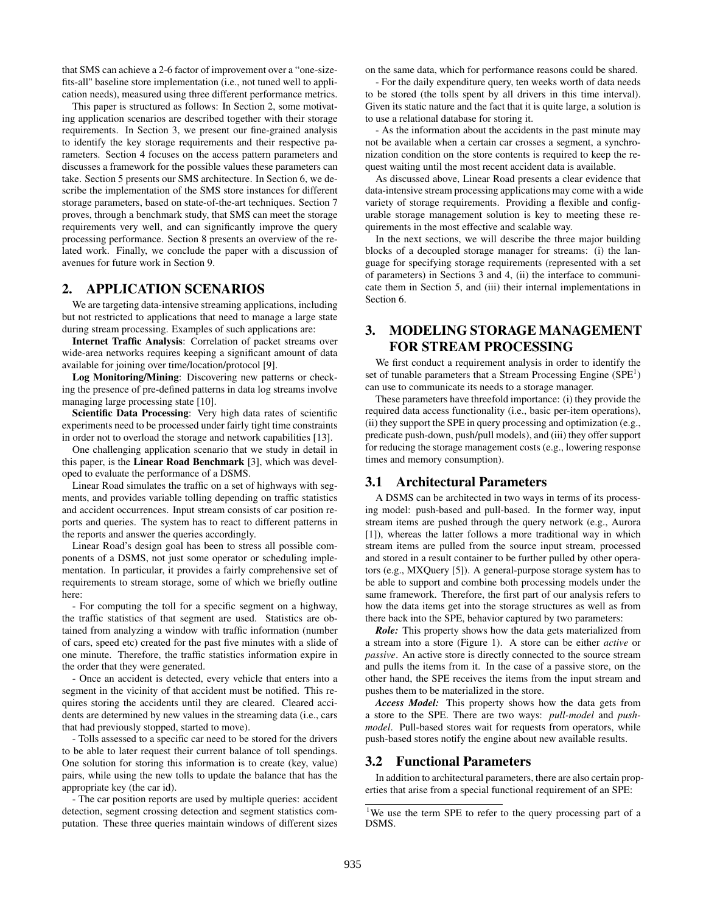that SMS can achieve a 2-6 factor of improvement over a "one-size-fits-all" baseline store implementation (i.e., not tuned well to application needs), measured using three different performance metrics.

This paper is structured as follows: In Section 2, some motivating application scenarios are described together with their storage requirements. In Section 3, we present our fine-grained analysis to identify the key storage requirements and their respective parameters. Section 4 focuses on the access pattern parameters and discusses a framework for the possible values these parameters can take. Section 5 presents our SMS architecture. In Section 6, we describe the implementation of the SMS store instances for different storage parameters, based on state-of-the-art techniques. Section 7 proves, through a benchmark study, that SMS can meet the storage requirements very well, and can significantly improve the query processing performance. Section 8 presents an overview of the related work. Finally, we conclude the paper with a discussion of avenues for future work in Section 9.

## 2. APPLICATION SCENARIOS

We are targeting data-intensive streaming applications, including but not restricted to applications that need to manage a large state during stream processing. Examples of such applications are:

**Internet Traffic Analysis**: Correlation of packet streams over wide-area networks requires keeping a significant amount of data available for joining over time/location/protocol [9].

**Log Monitoring/Mining**: Discovering new patterns or checking the presence of pre-defined patterns in data log streams involve managing large processing state [10].

**Scientific Data Processing**: Very high data rates of scientific experiments need to be processed under fairly tight time constraints in order not to overload the storage and network capabilities [13].

One challenging application scenario that we study in detail in this paper, is the **Linear Road Benchmark** [3], which was developed to evaluate the performance of a DSMS.

Linear Road simulates the traffic on a set of highways with segments, and provides variable tolling depending on traffic statistics and accident occurrences. Input stream consists of car position reports and queries. The system has to react to different patterns in the reports and answer the queries accordingly.

Linear Road's design goal has been to stress all possible components of a DSMS, not just some operator or scheduling implementation. In particular, it provides a fairly comprehensive set of requirements to stream storage, some of which we briefly outline here:

- For computing the toll for a specific segment on a highway, the traffic statistics of that segment are used. Statistics are obtained from analyzing a window with traffic information (number of cars, speed etc) created for the past five minutes with a slide of one minute. Therefore, the traffic statistics information expire in the order that they were generated.

- Once an accident is detected, every vehicle that enters into a segment in the vicinity of that accident must be notified. This requires storing the accidents until they are cleared. Cleared accidents are determined by new values in the streaming data (i.e., cars that had previously stopped, started to move).

- Tolls assessed to a specific car need to be stored for the drivers to be able to later request their current balance of toll spendings. One solution for storing this information is to create (key, value) pairs, while using the new tolls to update the balance that has the appropriate key (the car id).

- The car position reports are used by multiple queries: accident detection, segment crossing detection and segment statistics computation. These three queries maintain windows of different sizes on the same data, which for performance reasons could be shared.

- For the daily expenditure query, ten weeks worth of data needs to be stored (the tolls spent by all drivers in this time interval). Given its static nature and the fact that it is quite large, a solution is to use a relational database for storing it.

- As the information about the accidents in the past minute may not be available when a certain car crosses a segment, a synchronization condition on the store contents is required to keep the request waiting until the most recent accident data is available.

As discussed above, Linear Road presents a clear evidence that data-intensive stream processing applications may come with a wide variety of storage requirements. Providing a flexible and configurable storage management solution is key to meeting these requirements in the most effective and scalable way.

In the next sections, we will describe the three major building blocks of a decoupled storage manager for streams: (i) the language for specifying storage requirements (represented with a set of parameters) in Sections 3 and 4, (ii) the interface to communicate them in Section 5, and (iii) their internal implementations in Section 6.

## 3. MODELING STORAGE MANAGEMENT FOR STREAM PROCESSING

We first conduct a requirement analysis in order to identify the set of tunable parameters that a Stream Processing Engine (SPE[1]) can use to communicate its needs to a storage manager.

These parameters have threefold importance: (i) they provide the required data access functionality (i.e., basic per-item operations), (ii) they support the SPE in query processing and optimization (e.g., predicate push-down, push/pull models), and (iii) they offer support for reducing the storage management costs (e.g., lowering response times and memory consumption).

### 3.1 Architectural Parameters

A DSMS can be architected in two ways in terms of its processing model: push-based and pull-based. In the former way, input stream items are pushed through the query network (e.g., Aurora [1]), whereas the latter follows a more traditional way in which stream items are pulled from the source input stream, processed and stored in a result container to be further pulled by other operators (e.g., MXQuery [5]). A general-purpose storage system has to be able to support and combine both processing models under the same framework. Therefore, the first part of our analysis refers to how the data items get into the storage structures as well as from there back into the SPE, behavior captured by two parameters:

***Role:*** This property shows how the data gets materialized from a stream into a store (Figure 1). A store can be either *active* or *passive*. An active store is directly connected to the source stream and pulls the items from it. In the case of a passive store, on the other hand, the SPE receives the items from the input stream and pushes them to be materialized in the store.

***Access Model:*** This property shows how the data gets from a store to the SPE. There are two ways: *pull-model* and *push-model*. Pull-based stores wait for requests from operators, while push-based stores notify the engine about new available results.

### 3.2 Functional Parameters

In addition to architectural parameters, there are also certain properties that arise from a special functional requirement of an SPE:

[1] We use the term SPE to refer to the query processing part of a DSMS.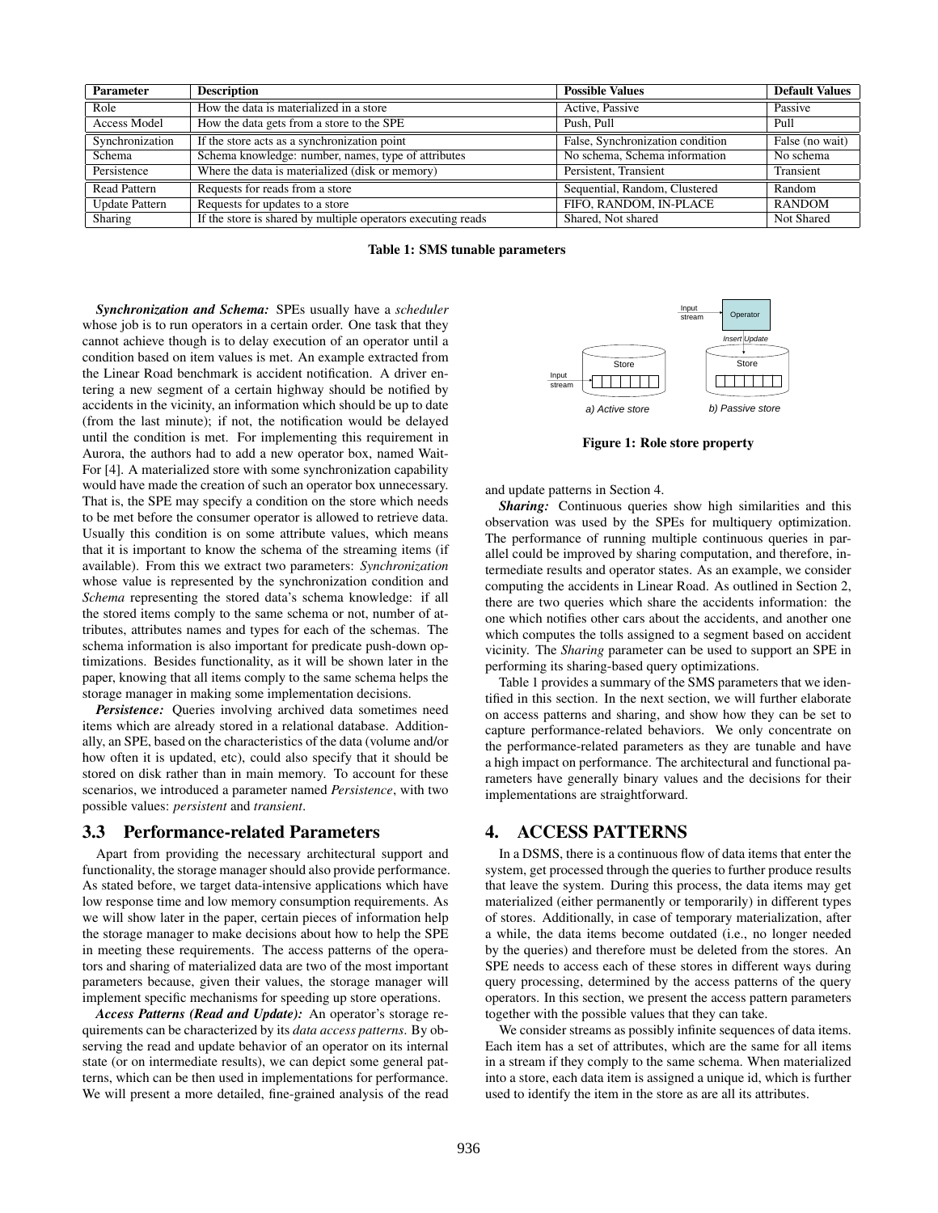| Parameter | Description | Possible Values | Default Values |
|---|---|---|---|
| Role | How the data is materialized in a store | Active, Passive | Passive |
| Access Model | How the data gets from a store to the SPE | Push, Pull | Pull |
| Synchronization | If the store acts as a synchronization point | False, Synchronization condition | False (no wait) |
| Schema | Schema knowledge: number, names, type of attributes | No schema, Schema information | No schema |
| Persistence | Where the data is materialized (disk or memory) | Persistent, Transient | Transient |
| Read Pattern | Requests for reads from a store | Sequential, Random, Clustered | Random |
| Update Pattern | Requests for updates to a store | FIFO, RANDOM, IN-PLACE | RANDOM |
| Sharing | If the store is shared by multiple operators executing reads | Shared, Not shared | Not Shared |

**Table 1: SMS tunable parameters**

***Synchronization and Schema:*** SPEs usually have a *scheduler* whose job is to run operators in a certain order. One task that they cannot achieve though is to delay execution of an operator until a condition based on item values is met. An example extracted from the Linear Road benchmark is accident notification. A driver entering a new segment of a certain highway should be notified by accidents in the vicinity, an information which should be up to date (from the last minute); if not, the notification would be delayed until the condition is met. For implementing this requirement in Aurora, the authors had to add a new operator box, named Wait-For [4]. A materialized store with some synchronization capability would have made the creation of such an operator box unnecessary. That is, the SPE may specify a condition on the store which needs to be met before the consumer operator is allowed to retrieve data. Usually this condition is on some attribute values, which means that it is important to know the schema of the streaming items (if available). From this we extract two parameters: *Synchronization* whose value is represented by the synchronization condition and *Schema* representing the stored data's schema knowledge: if all the stored items comply to the same schema or not, number of attributes, attributes names and types for each of the schemas. The schema information is also important for predicate push-down optimizations. Besides functionality, as it will be shown later in the paper, knowing that all items comply to the same schema helps the storage manager in making some implementation decisions.

***Persistence:*** Queries involving archived data sometimes need items which are already stored in a relational database. Additionally, an SPE, based on the characteristics of the data (volume and/or how often it is updated, etc), could also specify that it should be stored on disk rather than in main memory. To account for these scenarios, we introduced a parameter named *Persistence*, with two possible values: *persistent* and *transient*.

## 3.3 Performance-related Parameters

Apart from providing the necessary architectural support and functionality, the storage manager should also provide performance. As stated before, we target data-intensive applications which have low response time and low memory consumption requirements. As we will show later in the paper, certain pieces of information help the storage manager to make decisions about how to help the SPE in meeting these requirements. The access patterns of the operators and sharing of materialized data are two of the most important parameters because, given their values, the storage manager will implement specific mechanisms for speeding up store operations.

***Access Patterns (Read and Update):*** An operator's storage requirements can be characterized by its *data access patterns*. By observing the read and update behavior of an operator on its internal state (or on intermediate results), we can depict some general patterns, which can be then used in implementations for performance. We will present a more detailed, fine-grained analysis of the read and update patterns in Section 4.

Input stream
Operator
Insert Update
Store
Input stream
Store
a) Active store
b) Passive store

**Figure 1: Role store property**

***Sharing:*** Continuous queries show high similarities and this observation was used by the SPEs for multiquery optimization. The performance of running multiple continuous queries in parallel could be improved by sharing computation, and therefore, intermediate results and operator states. As an example, we consider computing the accidents in Linear Road. As outlined in Section 2, there are two queries which share the accidents information: the one which notifies other cars about the accidents, and another one which computes the tolls assigned to a segment based on accident vicinity. The *Sharing* parameter can be used to support an SPE in performing its sharing-based query optimizations.

Table 1 provides a summary of the SMS parameters that we identified in this section. In the next section, we will further elaborate on access patterns and sharing, and show how they can be set to capture performance-related behaviors. We only concentrate on the performance-related parameters as they are tunable and have a high impact on performance. The architectural and functional parameters have generally binary values and the decisions for their implementations are straightforward.

# 4. ACCESS PATTERNS

In a DSMS, there is a continuous flow of data items that enter the system, get processed through the queries to further produce results that leave the system. During this process, the data items may get materialized (either permanently or temporarily) in different types of stores. Additionally, in case of temporary materialization, after a while, the data items become outdated (i.e., no longer needed by the queries) and therefore must be deleted from the stores. An SPE needs to access each of these stores in different ways during query processing, determined by the access patterns of the query operators. In this section, we present the access pattern parameters together with the possible values that they can take.

We consider streams as possibly infinite sequences of data items. Each item has a set of attributes, which are the same for all items in a stream if they comply to the same schema. When materialized into a store, each data item is assigned a unique id, which is further used to identify the item in the store as are all its attributes.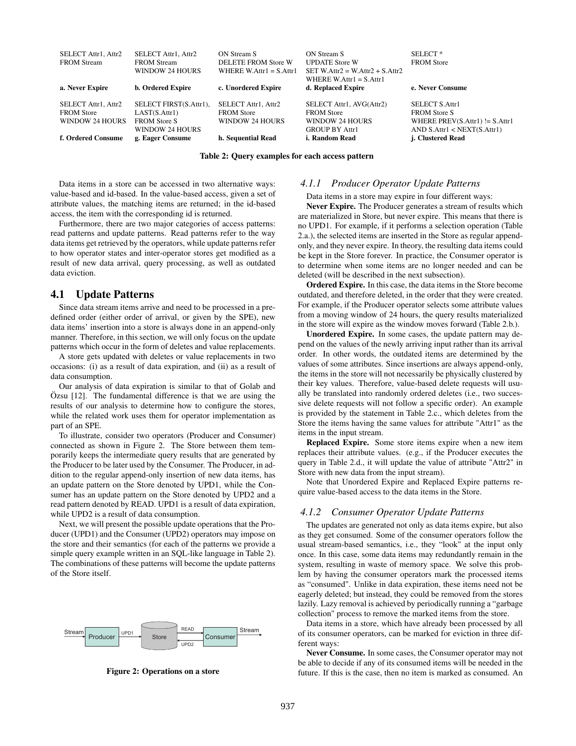| SELECT Attr1, Attr2 FROM Stream | SELECT Attr1, Attr2 FROM Stream WINDOW 24 HOURS | ON Stream S DELETE FROM Store W WHERE W.Attr1 = S.Attr1 | ON Stream S UPDATE Store W SET W.Attr2 = W.Attr2 + S.Attr2 WHERE W.Attr1 = S.Attr1 | SELECT * FROM Store |
|---|---|---|---|---|
| **a. Never Expire** | **b. Ordered Expire** | **c. Unordered Expire** | **d. Replaced Expire** | **e. Never Consume** |
| SELECT Attr1, Attr2 FROM Store WINDOW 24 HOURS | SELECT FIRST(S.Attr1), LAST(S.Attr1) FROM Store S WINDOW 24 HOURS | SELECT Attr1, Attr2 FROM Store WINDOW 24 HOURS | SELECT Attr1, AVG(Attr2) FROM Store WINDOW 24 HOURS GROUP BY Attr1 | SELECT S.Attr1 FROM Store S WHERE PREV(S.Attr1) != S.Attr1 AND S.Attr1 < NEXT(S.Attr1) |
| **f. Ordered Consume** | **g. Eager Consume** | **h. Sequential Read** | **i. Random Read** | **j. Clustered Read** |

**Table 2: Query examples for each access pattern**

Data items in a store can be accessed in two alternative ways: value-based and id-based. In the value-based access, given a set of attribute values, the matching items are returned; in the id-based access, the item with the corresponding id is returned.

Furthermore, there are two major categories of access patterns: read patterns and update patterns. Read patterns refer to the way data items get retrieved by the operators, while update patterns refer to how operator states and inter-operator stores get modified as a result of new data arrival, query processing, as well as outdated data eviction.

## 4.1 Update Patterns

Since data stream items arrive and need to be processed in a predefined order (either order of arrival, or given by the SPE), new data items' insertion into a store is always done in an append-only manner. Therefore, in this section, we will only focus on the update patterns which occur in the form of deletes and value replacements.

A store gets updated with deletes or value replacements in two occasions: (i) as a result of data expiration, and (ii) as a result of data consumption.

Our analysis of data expiration is similar to that of Golab and Özsu [12]. The fundamental difference is that we are using the results of our analysis to determine how to configure the stores, while the related work uses them for operator implementation as part of an SPE.

To illustrate, consider two operators (Producer and Consumer) connected as shown in Figure 2. The Store between them temporarily keeps the intermediate query results that are generated by the Producer to be later used by the Consumer. The Producer, in addition to the regular append-only insertion of new data items, has an update pattern on the Store denoted by UPD1, while the Consumer has an update pattern on the Store denoted by UPD2 and a read pattern denoted by READ. UPD1 is a result of data expiration, while UPD2 is a result of data consumption.

Next, we will present the possible update operations that the Producer (UPD1) and the Consumer (UPD2) operators may impose on the store and their semantics (for each of the patterns we provide a simple query example written in an SQL-like language in Table 2). The combinations of these patterns will become the update patterns of the Store itself.

**Figure 2: Operations on a store**

### 4.1.1 Producer Operator Update Patterns

Data items in a store may expire in four different ways:

**Never Expire.** The Producer generates a stream of results which are materialized in Store, but never expire. This means that there is no UPD1. For example, if it performs a selection operation (Table 2.a.), the selected items are inserted in the Store as regular append-only, and they never expire. In theory, the resulting data items could be kept in the Store forever. In practice, the Consumer operator is to determine when some items are no longer needed and can be deleted (will be described in the next subsection).

**Ordered Expire.** In this case, the data items in the Store become outdated, and therefore deleted, in the order that they were created. For example, if the Producer operator selects some attribute values from a moving window of 24 hours, the query results materialized in the store will expire as the window moves forward (Table 2.b.).

**Unordered Expire.** In some cases, the update pattern may depend on the values of the newly arriving input rather than its arrival order. In other words, the outdated items are determined by the values of some attributes. Since insertions are always append-only, the items in the store will not necessarily be physically clustered by their key values. Therefore, value-based delete requests will usually be translated into randomly ordered deletes (i.e., two successive delete requests will not follow a specific order). An example is provided by the statement in Table 2.c., which deletes from the Store the items having the same values for attribute "Attr1" as the items in the input stream.

**Replaced Expire.** Some store items expire when a new item replaces their attribute values. (e.g., if the Producer executes the query in Table 2.d., it will update the value of attribute "Attr2" in Store with new data from the input stream).

Note that Unordered Expire and Replaced Expire patterns require value-based access to the data items in the Store.

### 4.1.2 Consumer Operator Update Patterns

The updates are generated not only as data items expire, but also as they get consumed. Some of the consumer operators follow the usual stream-based semantics, i.e., they "look" at the input only once. In this case, some data items may redundantly remain in the system, resulting in waste of memory space. We solve this problem by having the consumer operators mark the processed items as "consumed". Unlike in data expiration, these items need not be eagerly deleted; but instead, they could be removed from the stores lazily. Lazy removal is achieved by periodically running a "garbage collection" process to remove the marked items from the store.

Data items in a store, which have already been processed by all of its consumer operators, can be marked for eviction in three different ways:

**Never Consume.** In some cases, the Consumer operator may not be able to decide if any of its consumed items will be needed in the future. If this is the case, then no item is marked as consumed. An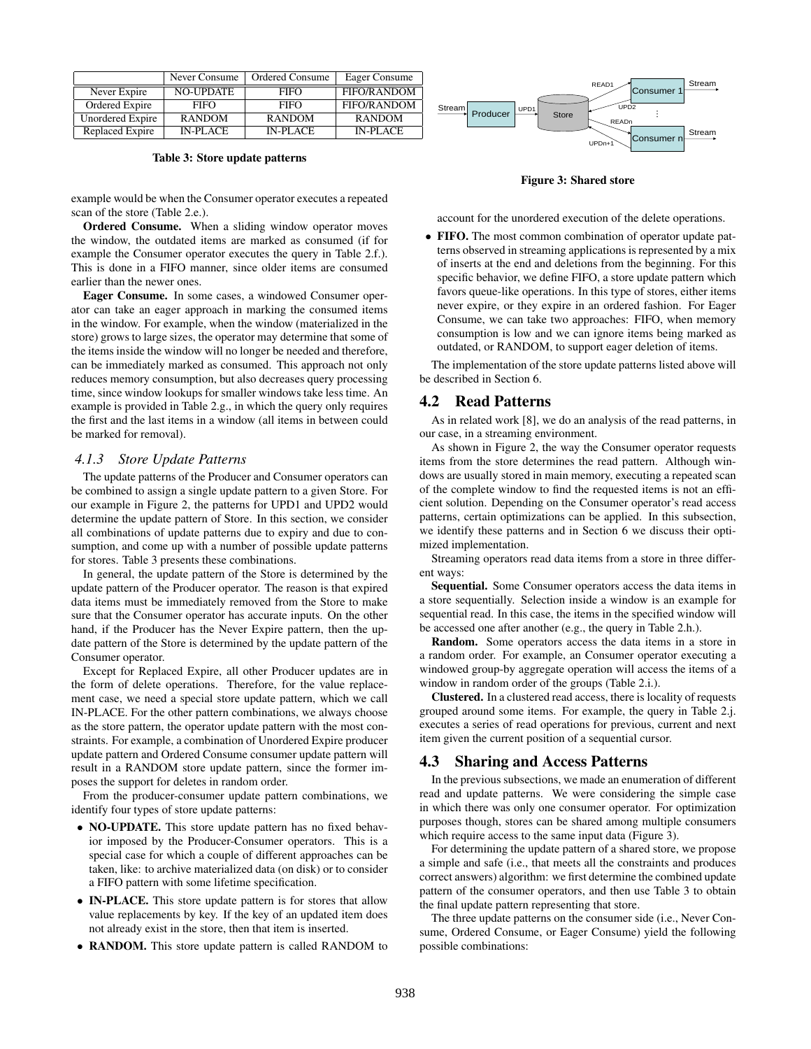| | Never Consume | Ordered Consume | Eager Consume |
|---|---|---|---|
| Never Expire | NO-UPDATE | FIFO | FIFO/RANDOM |
| Ordered Expire | FIFO | FIFO | FIFO/RANDOM |
| Unordered Expire | RANDOM | RANDOM | RANDOM |
| Replaced Expire | IN-PLACE | IN-PLACE | IN-PLACE |

**Table 3: Store update patterns**

example would be when the Consumer operator executes a repeated scan of the store (Table 2.e.).

**Ordered Consume.** When a sliding window operator moves the window, the outdated items are marked as consumed (if for example the Consumer operator executes the query in Table 2.f.). This is done in a FIFO manner, since older items are consumed earlier than the newer ones.

**Eager Consume.** In some cases, a windowed Consumer operator can take an eager approach in marking the consumed items in the window. For example, when the window (materialized in the store) grows to large sizes, the operator may determine that some of the items inside the window will no longer be needed and therefore, can be immediately marked as consumed. This approach not only reduces memory consumption, but also decreases query processing time, since window lookups for smaller windows take less time. An example is provided in Table 2.g., in which the query only requires the first and the last items in a window (all items in between could be marked for removal).

### *4.1.3 Store Update Patterns*

The update patterns of the Producer and Consumer operators can be combined to assign a single update pattern to a given Store. For our example in Figure 2, the patterns for UPD1 and UPD2 would determine the update pattern of Store. In this section, we consider all combinations of update patterns due to expiry and due to consumption, and come up with a number of possible update patterns for stores. Table 3 presents these combinations.

In general, the update pattern of the Store is determined by the update pattern of the Producer operator. The reason is that expired data items must be immediately removed from the Store to make sure that the Consumer operator has accurate inputs. On the other hand, if the Producer has the Never Expire pattern, then the update pattern of the Store is determined by the update pattern of the Consumer operator.

Except for Replaced Expire, all other Producer updates are in the form of delete operations. Therefore, for the value replacement case, we need a special store update pattern, which we call IN-PLACE. For the other pattern combinations, we always choose as the store pattern, the operator update pattern with the most constraints. For example, a combination of Unordered Expire producer update pattern and Ordered Consume consumer update pattern will result in a RANDOM store update pattern, since the former imposes the support for deletes in random order.

From the producer-consumer update pattern combinations, we identify four types of store update patterns:

- **NO-UPDATE.** This store update pattern has no fixed behavior imposed by the Producer-Consumer operators. This is a special case for which a couple of different approaches can be taken, like: to archive materialized data (on disk) or to consider a FIFO pattern with some lifetime specification.
- **IN-PLACE.** This store update pattern is for stores that allow value replacements by key. If the key of an updated item does not already exist in the store, then that item is inserted.
- **RANDOM.** This store update pattern is called RANDOM to account for the unordered execution of the delete operations.
- **FIFO.** The most common combination of operator update patterns observed in streaming applications is represented by a mix of inserts at the end and deletions from the beginning. For this specific behavior, we define FIFO, a store update pattern which favors queue-like operations. In this type of stores, either items never expire, or they expire in an ordered fashion. For Eager Consume, we can take two approaches: FIFO, when memory consumption is low and we can ignore items being marked as outdated, or RANDOM, to support eager deletion of items.

Stream
Producer
UPD1
Store
READ1
Consumer 1
Stream
UPD2
READn
Consumer n
Stream
UPDn+1

**Figure 3: Shared store**

The implementation of the store update patterns listed above will be described in Section 6.

## 4.2 Read Patterns

As in related work [8], we do an analysis of the read patterns, in our case, in a streaming environment.

As shown in Figure 2, the way the Consumer operator requests items from the store determines the read pattern. Although windows are usually stored in main memory, executing a repeated scan of the complete window to find the requested items is not an efficient solution. Depending on the Consumer operator's read access patterns, certain optimizations can be applied. In this subsection, we identify these patterns and in Section 6 we discuss their optimized implementation.

Streaming operators read data items from a store in three different ways:

**Sequential.** Some Consumer operators access the data items in a store sequentially. Selection inside a window is an example for sequential read. In this case, the items in the specified window will be accessed one after another (e.g., the query in Table 2.h.).

**Random.** Some operators access the data items in a store in a random order. For example, an Consumer operator executing a windowed group-by aggregate operation will access the items of a window in random order of the groups (Table 2.i.).

**Clustered.** In a clustered read access, there is locality of requests grouped around some items. For example, the query in Table 2.j. executes a series of read operations for previous, current and next item given the current position of a sequential cursor.

## 4.3 Sharing and Access Patterns

In the previous subsections, we made an enumeration of different read and update patterns. We were considering the simple case in which there was only one consumer operator. For optimization purposes though, stores can be shared among multiple consumers which require access to the same input data (Figure 3).

For determining the update pattern of a shared store, we propose a simple and safe (i.e., that meets all the constraints and produces correct answers) algorithm: we first determine the combined update pattern of the consumer operators, and then use Table 3 to obtain the final update pattern representing that store.

The three update patterns on the consumer side (i.e., Never Consume, Ordered Consume, or Eager Consume) yield the following possible combinations: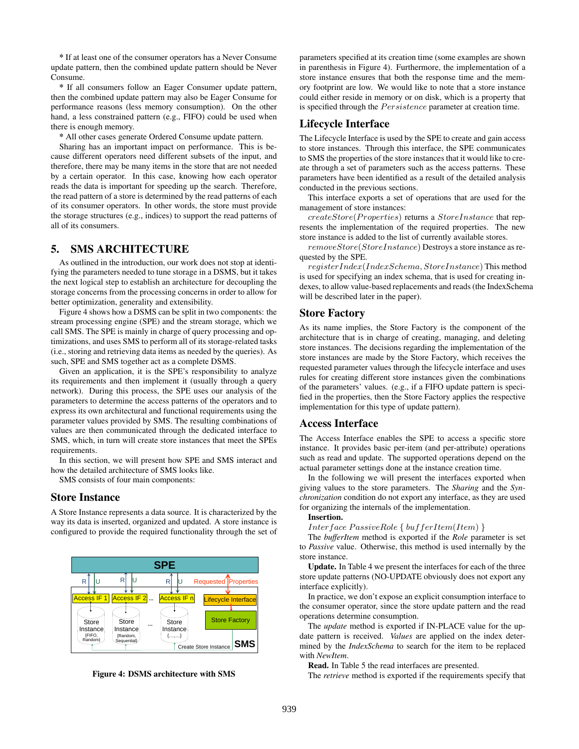* If at least one of the consumer operators has a Never Consume update pattern, then the combined update pattern should be Never Consume.

* If all consumers follow an Eager Consumer update pattern, then the combined update pattern may also be Eager Consume for performance reasons (less memory consumption). On the other hand, a less constrained pattern (e.g., FIFO) could be used when there is enough memory.

* All other cases generate Ordered Consume update pattern.

Sharing has an important impact on performance. This is because different operators need different subsets of the input, and therefore, there may be many items in the store that are not needed by a certain operator. In this case, knowing how each operator reads the data is important for speeding up the search. Therefore, the read pattern of a store is determined by the read patterns of each of its consumer operators. In other words, the store must provide the storage structures (e.g., indices) to support the read patterns of all of its consumers.

## 5. SMS ARCHITECTURE

As outlined in the introduction, our work does not stop at identifying the parameters needed to tune storage in a DSMS, but it takes the next logical step to establish an architecture for decoupling the storage concerns from the processing concerns in order to allow for better optimization, generality and extensibility.

Figure 4 shows how a DSMS can be split in two components: the stream processing engine (SPE) and the stream storage, which we call SMS. The SPE is mainly in charge of query processing and optimizations, and uses SMS to perform all of its storage-related tasks (i.e., storing and retrieving data items as needed by the queries). As such, SPE and SMS together act as a complete DSMS.

Given an application, it is the SPE's responsibility to analyze its requirements and then implement it (usually through a query network). During this process, the SPE uses our analysis of the parameters to determine the access patterns of the operators and to express its own architectural and functional requirements using the parameter values provided by SMS. The resulting combinations of values are then communicated through the dedicated interface to SMS, which, in turn will create store instances that meet the SPEs requirements.

In this section, we will present how SPE and SMS interact and how the detailed architecture of SMS looks like.

SMS consists of four main components:

### Store Instance

A Store Instance represents a data source. It is characterized by the way its data is inserted, organized and updated. A store instance is configured to provide the required functionality through the set of parameters specified at its creation time (some examples are shown in parenthesis in Figure 4). Furthermore, the implementation of a store instance ensures that both the response time and the memory footprint are low. We would like to note that a store instance could either reside in memory or on disk, which is a property that is specified through the $Persistence$ parameter at creation time.

**Figure 4: DSMS architecture with SMS**

### Lifecycle Interface

The Lifecycle Interface is used by the SPE to create and gain access to store instances. Through this interface, the SPE communicates to SMS the properties of the store instances that it would like to create through a set of parameters such as the access patterns. These parameters have been identified as a result of the detailed analysis conducted in the previous sections.

This interface exports a set of operations that are used for the management of store instances:

$createStore(Properties)$ returns a $StoreInstance$ that represents the implementation of the required properties. The new store instance is added to the list of currently available stores.

$removeStore(StoreInstance)$ Destroys a store instance as requested by the SPE.

$registerIndex(IndexSchema, StoreInstance)$ This method is used for specifying an index schema, that is used for creating indexes, to allow value-based replacements and reads (the IndexSchema will be described later in the paper).

### Store Factory

As its name implies, the Store Factory is the component of the architecture that is in charge of creating, managing, and deleting store instances. The decisions regarding the implementation of the store instances are made by the Store Factory, which receives the requested parameter values through the lifecycle interface and uses rules for creating different store instances given the combinations of the parameters' values. (e.g., if a FIFO update pattern is specified in the properties, then the Store Factory applies the respective implementation for this type of update pattern).

### Access Interface

The Access Interface enables the SPE to access a specific store instance. It provides basic per-item (and per-attribute) operations such as read and update. The supported operations depend on the actual parameter settings done at the instance creation time.

In the following we will present the interfaces exported when giving values to the store parameters. The *Sharing* and the *Synchronization* condition do not export any interface, as they are used for organizing the internals of the implementation.

**Insertion.**

$Interface\ PassiveRole\ \{\ bufferItem(Item)\ \}$

The *bufferItem* method is exported if the *Role* parameter is set to *Passive* value. Otherwise, this method is used internally by the store instance.

**Update.** In Table 4 we present the interfaces for each of the three store update patterns (NO-UPDATE obviously does not export any interface explicitly).

In practice, we don't expose an explicit consumption interface to the consumer operator, since the store update pattern and the read operations determine consumption.

The *update* method is exported if IN-PLACE value for the update pattern is received. *Values* are applied on the index determined by the *IndexSchema* to search for the item to be replaced with *NewItem*.

**Read.** In Table 5 the read interfaces are presented.

The *retrieve* method is exported if the requirements specify that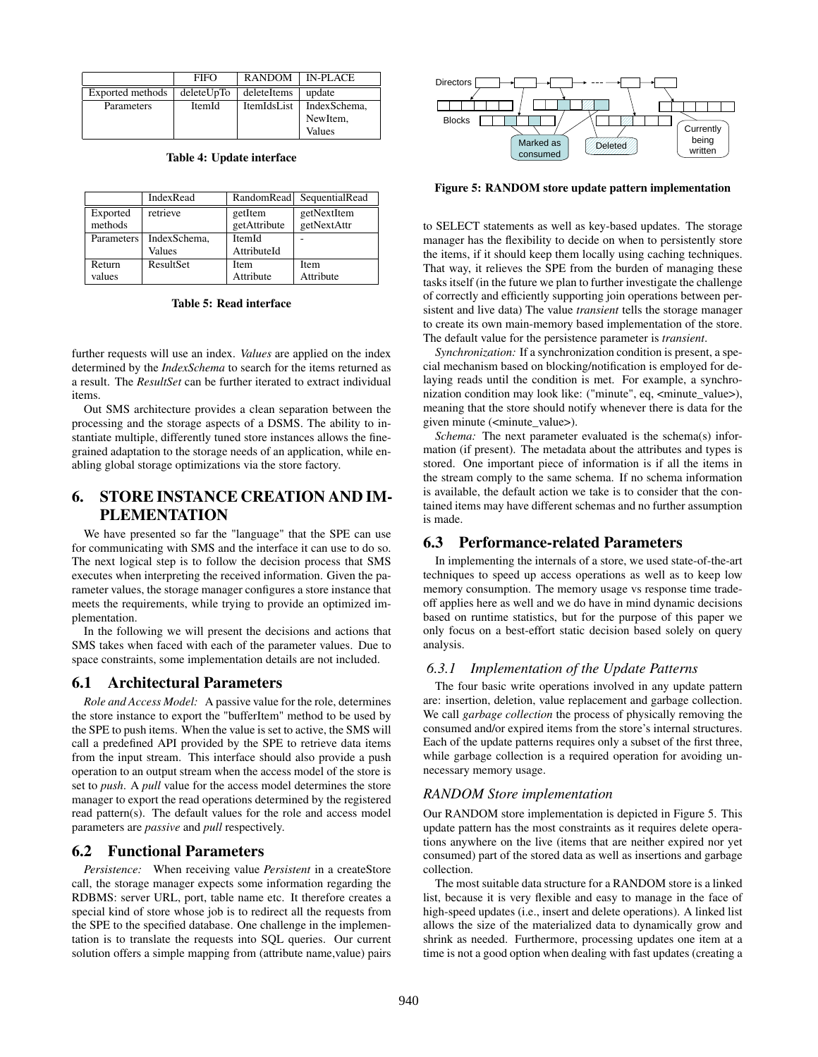|  | FIFO | RANDOM | IN-PLACE |
|---|---|---|---|
| Exported methods | deleteUpTo | deleteItems | update |
| Parameters | ItemId | ItemIdsList | IndexSchema, NewItem, Values |

**Table 4: Update interface**

|  | IndexRead | RandomRead | SequentialRead |
|---|---|---|---|
| Exported methods | retrieve | getItem getAttribute | getNextItem getNextAttr |
| Parameters | IndexSchema, Values | ItemId AttributeId | - |
| Return values | ResultSet | Item Attribute | Item Attribute |

**Table 5: Read interface**

further requests will use an index. *Values* are applied on the index determined by the *IndexSchema* to search for the items returned as a result. The *ResultSet* can be further iterated to extract individual items.

Out SMS architecture provides a clean separation between the processing and the storage aspects of a DSMS. The ability to instantiate multiple, differently tuned store instances allows the fine-grained adaptation to the storage needs of an application, while enabling global storage optimizations via the store factory.

# 6. STORE INSTANCE CREATION AND IMPLEMENTATION

We have presented so far the "language" that the SPE can use for communicating with SMS and the interface it can use to do so. The next logical step is to follow the decision process that SMS executes when interpreting the received information. Given the parameter values, the storage manager configures a store instance that meets the requirements, while trying to provide an optimized implementation.

In the following we will present the decisions and actions that SMS takes when faced with each of the parameter values. Due to space constraints, some implementation details are not included.

## 6.1 Architectural Parameters

*Role and Access Model:* A passive value for the role, determines the store instance to export the "bufferItem" method to be used by the SPE to push items. When the value is set to active, the SMS will call a predefined API provided by the SPE to retrieve data items from the input stream. This interface should also provide a push operation to an output stream when the access model of the store is set to *push*. A *pull* value for the access model determines the store manager to export the read operations determined by the registered read pattern(s). The default values for the role and access model parameters are *passive* and *pull* respectively.

## 6.2 Functional Parameters

*Persistence:* When receiving value *Persistent* in a createStore call, the storage manager expects some information regarding the RDBMS: server URL, port, table name etc. It therefore creates a special kind of store whose job is to redirect all the requests from the SPE to the specified database. One challenge in the implementation is to translate the requests into SQL queries. Our current solution offers a simple mapping from (attribute name,value) pairs to SELECT statements as well as key-based updates. The storage manager has the flexibility to decide on when to persistently store the items, if it should keep them locally using caching techniques. That way, it relieves the SPE from the burden of managing these tasks itself (in the future we plan to further investigate the challenge of correctly and efficiently supporting join operations between persistent and live data) The value *transient* tells the storage manager to create its own main-memory based implementation of the store. The default value for the persistence parameter is *transient*.

*Synchronization:* If a synchronization condition is present, a special mechanism based on blocking/notification is employed for delaying reads until the condition is met. For example, a synchronization condition may look like: ("minute", eq, <minute_value>), meaning that the store should notify whenever there is data for the given minute (<minute_value>).

*Schema:* The next parameter evaluated is the schema(s) information (if present). The metadata about the attributes and types is stored. One important piece of information is if all the items in the stream comply to the same schema. If no schema information is available, the default action we take is to consider that the contained items may have different schemas and no further assumption is made.

## 6.3 Performance-related Parameters

In implementing the internals of a store, we used state-of-the-art techniques to speed up access operations as well as to keep low memory consumption. The memory usage vs response time tradeoff applies here as well and we do have in mind dynamic decisions based on runtime statistics, but for the purpose of this paper we only focus on a best-effort static decision based solely on query analysis.

### 6.3.1 Implementation of the Update Patterns

The four basic write operations involved in any update pattern are: insertion, deletion, value replacement and garbage collection. We call *garbage collection* the process of physically removing the consumed and/or expired items from the store's internal structures. Each of the update patterns requires only a subset of the first three, while garbage collection is a required operation for avoiding unnecessary memory usage.

*RANDOM Store implementation*

Our RANDOM store implementation is depicted in Figure 5. This update pattern has the most constraints as it requires delete operations anywhere on the live (items that are neither expired nor yet consumed) part of the stored data as well as insertions and garbage collection.

The most suitable data structure for a RANDOM store is a linked list, because it is very flexible and easy to manage in the face of high-speed updates (i.e., insert and delete operations). A linked list allows the size of the materialized data to dynamically grow and shrink as needed. Furthermore, processing updates one item at a time is not a good option when dealing with fast updates (creating a

**Figure 5: RANDOM store update pattern implementation**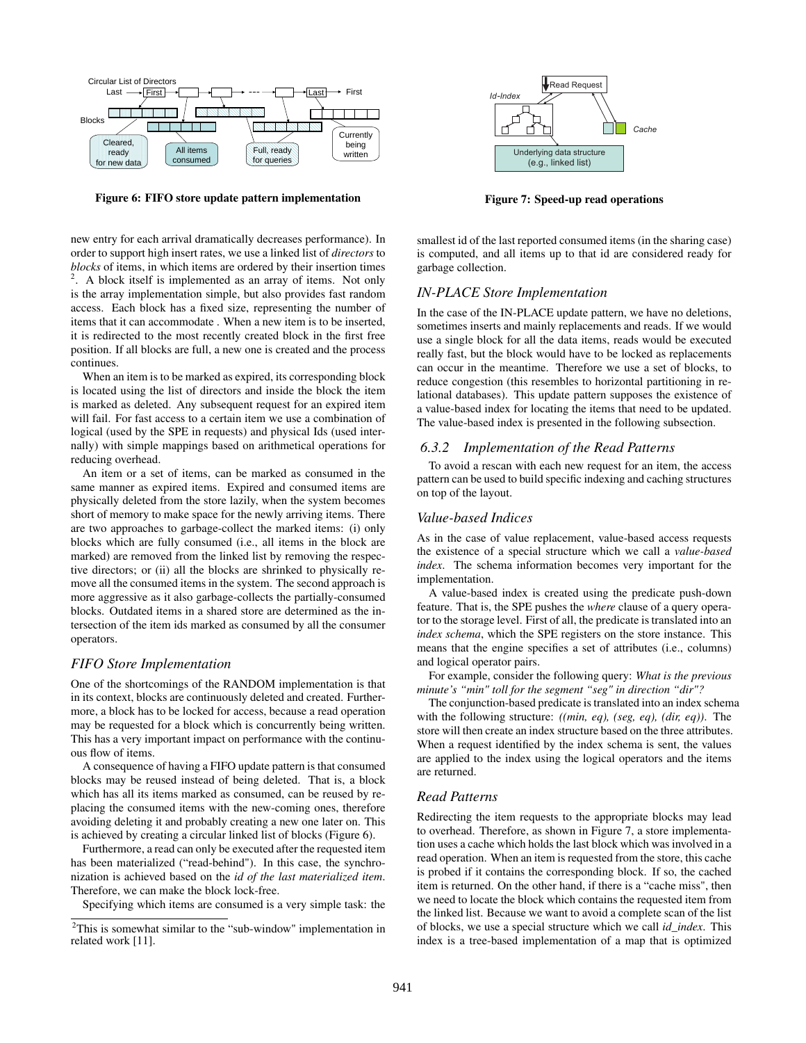Circular List of Directors

Last First Last First

Blocks

Cleared, ready for new data

All items consumed

Full, ready for queries

Currently being written

**Figure 6: FIFO store update pattern implementation**

Read Request

Id-Index

Cache

Underlying data structure (e.g., linked list)

**Figure 7: Speed-up read operations**

new entry for each arrival dramatically decreases performance). In order to support high insert rates, we use a linked list of *directors* to *blocks* of items, in which items are ordered by their insertion times [2]. A block itself is implemented as an array of items. Not only is the array implementation simple, but also provides fast random access. Each block has a fixed size, representing the number of items that it can accommodate . When a new item is to be inserted, it is redirected to the most recently created block in the first free position. If all blocks are full, a new one is created and the process continues.

When an item is to be marked as expired, its corresponding block is located using the list of directors and inside the block the item is marked as deleted. Any subsequent request for an expired item will fail. For fast access to a certain item we use a combination of logical (used by the SPE in requests) and physical Ids (used internally) with simple mappings based on arithmetical operations for reducing overhead.

An item or a set of items, can be marked as consumed in the same manner as expired items. Expired and consumed items are physically deleted from the store lazily, when the system becomes short of memory to make space for the newly arriving items. There are two approaches to garbage-collect the marked items: (i) only blocks which are fully consumed (i.e., all items in the block are marked) are removed from the linked list by removing the respective directors; or (ii) all the blocks are shrinked to physically remove all the consumed items in the system. The second approach is more aggressive as it also garbage-collects the partially-consumed blocks. Outdated items in a shared store are determined as the intersection of the item ids marked as consumed by all the consumer operators.

### *FIFO Store Implementation*

One of the shortcomings of the RANDOM implementation is that in its context, blocks are continuously deleted and created. Furthermore, a block has to be locked for access, because a read operation may be requested for a block which is concurrently being written. This has a very important impact on performance with the continuous flow of items.

A consequence of having a FIFO update pattern is that consumed blocks may be reused instead of being deleted. That is, a block which has all its items marked as consumed, can be reused by replacing the consumed items with the new-coming ones, therefore avoiding deleting it and probably creating a new one later on. This is achieved by creating a circular linked list of blocks (Figure 6).

Furthermore, a read can only be executed after the requested item has been materialized ("read-behind"). In this case, the synchronization is achieved based on the *id of the last materialized item*. Therefore, we can make the block lock-free.

Specifying which items are consumed is a very simple task: the smallest id of the last reported consumed items (in the sharing case) is computed, and all items up to that id are considered ready for garbage collection.

[2]This is somewhat similar to the "sub-window" implementation in related work [11].

### *IN-PLACE Store Implementation*

In the case of the IN-PLACE update pattern, we have no deletions, sometimes inserts and mainly replacements and reads. If we would use a single block for all the data items, reads would be executed really fast, but the block would have to be locked as replacements can occur in the meantime. Therefore we use a set of blocks, to reduce congestion (this resembles to horizontal partitioning in relational databases). This update pattern supposes the existence of a value-based index for locating the items that need to be updated. The value-based index is presented in the following subsection.

## *6.3.2 Implementation of the Read Patterns*

To avoid a rescan with each new request for an item, the access pattern can be used to build specific indexing and caching structures on top of the layout.

### *Value-based Indices*

As in the case of value replacement, value-based access requests the existence of a special structure which we call a *value-based index*. The schema information becomes very important for the implementation.

A value-based index is created using the predicate push-down feature. That is, the SPE pushes the *where* clause of a query operator to the storage level. First of all, the predicate is translated into an *index schema*, which the SPE registers on the store instance. This means that the engine specifies a set of attributes (i.e., columns) and logical operator pairs.

For example, consider the following query: *What is the previous minute's "min" toll for the segment "seg" in direction "dir"?*

The conjunction-based predicate is translated into an index schema with the following structure: *((min, eq), (seg, eq), (dir, eq))*. The store will then create an index structure based on the three attributes. When a request identified by the index schema is sent, the values are applied to the index using the logical operators and the items are returned.

### *Read Patterns*

Redirecting the item requests to the appropriate blocks may lead to overhead. Therefore, as shown in Figure 7, a store implementation uses a cache which holds the last block which was involved in a read operation. When an item is requested from the store, this cache is probed if it contains the corresponding block. If so, the cached item is returned. On the other hand, if there is a "cache miss", then we need to locate the block which contains the requested item from the linked list. Because we want to avoid a complete scan of the list of blocks, we use a special structure which we call *id_index*. This index is a tree-based implementation of a map that is optimized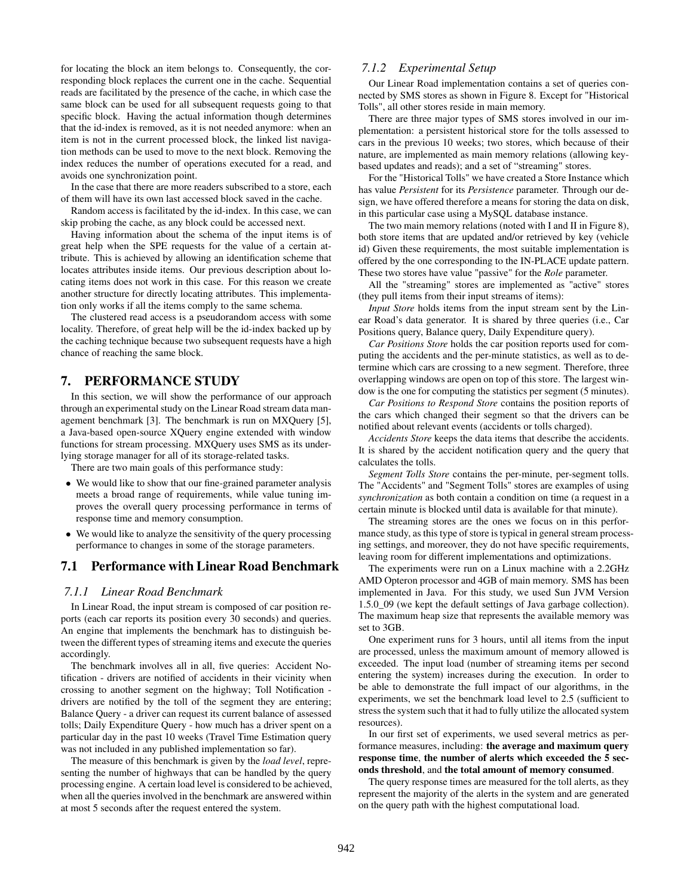for locating the block an item belongs to. Consequently, the corresponding block replaces the current one in the cache. Sequential reads are facilitated by the presence of the cache, in which case the same block can be used for all subsequent requests going to that specific block. Having the actual information though determines that the id-index is removed, as it is not needed anymore: when an item is not in the current processed block, the linked list navigation methods can be used to move to the next block. Removing the index reduces the number of operations executed for a read, and avoids one synchronization point.

In the case that there are more readers subscribed to a store, each of them will have its own last accessed block saved in the cache.

Random access is facilitated by the id-index. In this case, we can skip probing the cache, as any block could be accessed next.

Having information about the schema of the input items is of great help when the SPE requests for the value of a certain attribute. This is achieved by allowing an identification scheme that locates attributes inside items. Our previous description about locating items does not work in this case. For this reason we create another structure for directly locating attributes. This implementation only works if all the items comply to the same schema.

The clustered read access is a pseudorandom access with some locality. Therefore, of great help will be the id-index backed up by the caching technique because two subsequent requests have a high chance of reaching the same block.

# 7. PERFORMANCE STUDY

In this section, we will show the performance of our approach through an experimental study on the Linear Road stream data management benchmark [3]. The benchmark is run on MXQuery [5], a Java-based open-source XQuery engine extended with window functions for stream processing. MXQuery uses SMS as its underlying storage manager for all of its storage-related tasks.

There are two main goals of this performance study:

- We would like to show that our fine-grained parameter analysis meets a broad range of requirements, while value tuning improves the overall query processing performance in terms of response time and memory consumption.
- We would like to analyze the sensitivity of the query processing performance to changes in some of the storage parameters.

## 7.1 Performance with Linear Road Benchmark

### 7.1.1 Linear Road Benchmark

In Linear Road, the input stream is composed of car position reports (each car reports its position every 30 seconds) and queries. An engine that implements the benchmark has to distinguish between the different types of streaming items and execute the queries accordingly.

The benchmark involves all in all, five queries: Accident Notification - drivers are notified of accidents in their vicinity when crossing to another segment on the highway; Toll Notification - drivers are notified by the toll of the segment they are entering; Balance Query - a driver can request its current balance of assessed tolls; Daily Expenditure Query - how much has a driver spent on a particular day in the past 10 weeks (Travel Time Estimation query was not included in any published implementation so far).

The measure of this benchmark is given by the *load level*, representing the number of highways that can be handled by the query processing engine. A certain load level is considered to be achieved, when all the queries involved in the benchmark are answered within at most 5 seconds after the request entered the system.

### 7.1.2 Experimental Setup

Our Linear Road implementation contains a set of queries connected by SMS stores as shown in Figure 8. Except for "Historical Tolls", all other stores reside in main memory.

There are three major types of SMS stores involved in our implementation: a persistent historical store for the tolls assessed to cars in the previous 10 weeks; two stores, which because of their nature, are implemented as main memory relations (allowing key-based updates and reads); and a set of "streaming" stores.

For the "Historical Tolls" we have created a Store Instance which has value *Persistent* for its *Persistence* parameter. Through our design, we have offered therefore a means for storing the data on disk, in this particular case using a MySQL database instance.

The two main memory relations (noted with I and II in Figure 8), both store items that are updated and/or retrieved by key (vehicle id) Given these requirements, the most suitable implementation is offered by the one corresponding to the IN-PLACE update pattern. These two stores have value "passive" for the *Role* parameter.

All the "streaming" stores are implemented as "active" stores (they pull items from their input streams of items):

*Input Store* holds items from the input stream sent by the Linear Road's data generator. It is shared by three queries (i.e., Car Positions query, Balance query, Daily Expenditure query).

*Car Positions Store* holds the car position reports used for computing the accidents and the per-minute statistics, as well as to determine which cars are crossing to a new segment. Therefore, three overlapping windows are open on top of this store. The largest window is the one for computing the statistics per segment (5 minutes).

*Car Positions to Respond Store* contains the position reports of the cars which changed their segment so that the drivers can be notified about relevant events (accidents or tolls charged).

*Accidents Store* keeps the data items that describe the accidents. It is shared by the accident notification query and the query that calculates the tolls.

*Segment Tolls Store* contains the per-minute, per-segment tolls. The "Accidents" and "Segment Tolls" stores are examples of using *synchronization* as both contain a condition on time (a request in a certain minute is blocked until data is available for that minute).

The streaming stores are the ones we focus on in this performance study, as this type of store is typical in general stream processing settings, and moreover, they do not have specific requirements, leaving room for different implementations and optimizations.

The experiments were run on a Linux machine with a 2.2GHz AMD Opteron processor and 4GB of main memory. SMS has been implemented in Java. For this study, we used Sun JVM Version 1.5.0_09 (we kept the default settings of Java garbage collection). The maximum heap size that represents the available memory was set to 3GB.

One experiment runs for 3 hours, until all items from the input are processed, unless the maximum amount of memory allowed is exceeded. The input load (number of streaming items per second entering the system) increases during the execution. In order to be able to demonstrate the full impact of our algorithms, in the experiments, we set the benchmark load level to 2.5 (sufficient to stress the system such that it had to fully utilize the allocated system resources).

In our first set of experiments, we used several metrics as performance measures, including: **the average and maximum query response time**, **the number of alerts which exceeded the 5 seconds threshold**, and **the total amount of memory consumed**.

The query response times are measured for the toll alerts, as they represent the majority of the alerts in the system and are generated on the query path with the highest computational load.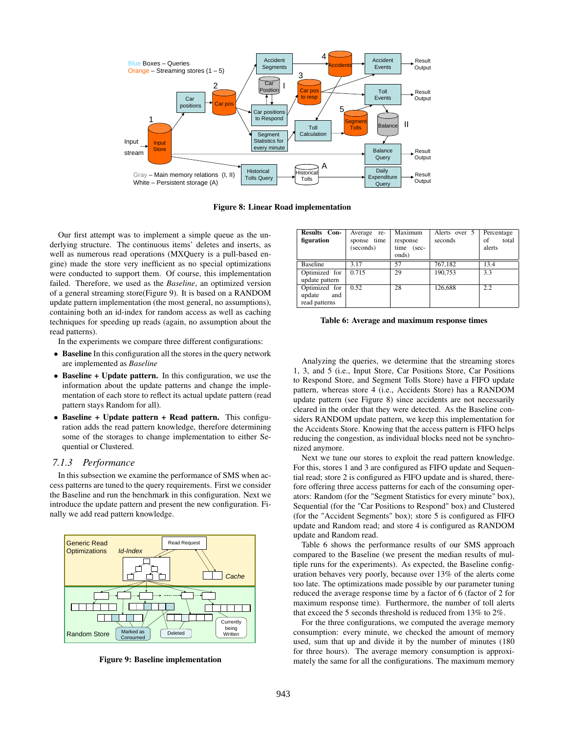Figure 8: Linear Road implementation

Our first attempt was to implement a simple queue as the underlying structure. The continuous items' deletes and inserts, as well as numerous read operations (MXQuery is a pull-based engine) made the store very inefficient as no special optimizations were conducted to support them. Of course, this implementation failed. Therefore, we used as the *Baseline*, an optimized version of a general streaming store(Figure 9). It is based on a RANDOM update pattern implementation (the most general, no assumptions), containing both an id-index for random access as well as caching techniques for speeding up reads (again, no assumption about the read patterns).

In the experiments we compare three different configurations:

- **Baseline** In this configuration all the stores in the query network are implemented as *Baseline*
- **Baseline + Update pattern.** In this configuration, we use the information about the update patterns and change the implementation of each store to reflect its actual update pattern (read pattern stays Random for all).
- **Baseline + Update pattern + Read pattern.** This configuration adds the read pattern knowledge, therefore determining some of the storages to change implementation to either Sequential or Clustered.

### 7.1.3 Performance

In this subsection we examine the performance of SMS when access patterns are tuned to the query requirements. First we consider the Baseline and run the benchmark in this configuration. Next we introduce the update pattern and present the new configuration. Finally we add read pattern knowledge.

Figure 9: Baseline implementation

| Results Configuration | Average response time (seconds) | Maximum response time (seconds) | Alerts over 5 seconds | Percentage of total alerts |
|---|---|---|---|---|
| Baseline | 3.17 | 57 | 767,182 | 13.4 |
| Optimized for update pattern | 0.715 | 29 | 190,753 | 3.3 |
| Optimized for update and read patterns | 0.52 | 28 | 126,688 | 2.2 |

Table 6: Average and maximum response times

Analyzing the queries, we determine that the streaming stores 1, 3, and 5 (i.e., Input Store, Car Positions Store, Car Positions to Respond Store, and Segment Tolls Store) have a FIFO update pattern, whereas store 4 (i.e., Accidents Store) has a RANDOM update pattern (see Figure 8) since accidents are not necessarily cleared in the order that they were detected. As the Baseline considers RANDOM update pattern, we keep this implementation for the Accidents Store. Knowing that the access pattern is FIFO helps reducing the congestion, as individual blocks need not be synchronized anymore.

Next we tune our stores to exploit the read pattern knowledge. For this, stores 1 and 3 are configured as FIFO update and Sequential read; store 2 is configured as FIFO update and is shared, therefore offering three access patterns for each of the consuming operators: Random (for the "Segment Statistics for every minute" box), Sequential (for the "Car Positions to Respond" box) and Clustered (for the "Accident Segments" box); store 5 is configured as FIFO update and Random read; and store 4 is configured as RANDOM update and Random read.

Table 6 shows the performance results of our SMS approach compared to the Baseline (we present the median results of multiple runs for the experiments). As expected, the Baseline configuration behaves very poorly, because over 13% of the alerts come too late. The optimizations made possible by our parameter tuning reduced the average response time by a factor of 6 (factor of 2 for maximum response time). Furthermore, the number of toll alerts that exceed the 5 seconds threshold is reduced from 13% to 2%.

For the three configurations, we computed the average memory consumption: every minute, we checked the amount of memory used, sum that up and divide it by the number of minutes (180 for three hours). The average memory consumption is approximately the same for all the configurations. The maximum memory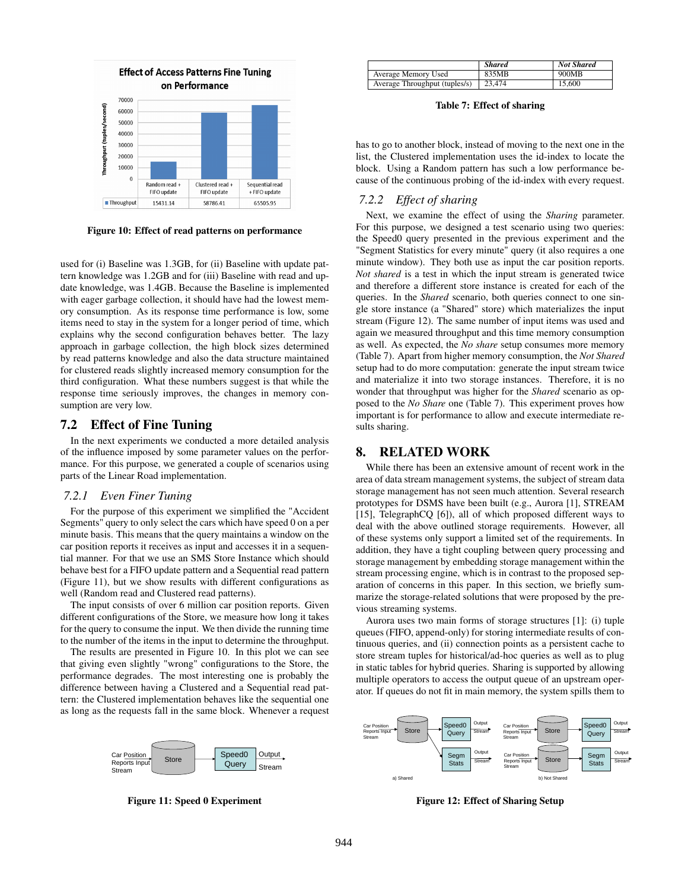Figure 10: Effect of read patterns on performance

used for (i) Baseline was 1.3GB, for (ii) Baseline with update pattern knowledge was 1.2GB and for (iii) Baseline with read and update knowledge, was 1.4GB. Because the Baseline is implemented with eager garbage collection, it should have had the lowest memory consumption. As its response time performance is low, some items need to stay in the system for a longer period of time, which explains why the second configuration behaves better. The lazy approach in garbage collection, the high block sizes determined by read patterns knowledge and also the data structure maintained for clustered reads slightly increased memory consumption for the third configuration. What these numbers suggest is that while the response time seriously improves, the changes in memory consumption are very low.

## 7.2 Effect of Fine Tuning

In the next experiments we conducted a more detailed analysis of the influence imposed by some parameter values on the performance. For this purpose, we generated a couple of scenarios using parts of the Linear Road implementation.

### 7.2.1 Even Finer Tuning

For the purpose of this experiment we simplified the "Accident Segments" query to only select the cars which have speed 0 on a per minute basis. This means that the query maintains a window on the car position reports it receives as input and accesses it in a sequential manner. For that we use an SMS Store Instance which should behave best for a FIFO update pattern and a Sequential read pattern (Figure 11), but we show results with different configurations as well (Random read and Clustered read patterns).

The input consists of over 6 million car position reports. Given different configurations of the Store, we measure how long it takes for the query to consume the input. We then divide the running time to the number of the items in the input to determine the throughput.

The results are presented in Figure 10. In this plot we can see that giving even slightly "wrong" configurations to the Store, the performance degrades. The most interesting one is probably the difference between having a Clustered and a Sequential read pattern: the Clustered implementation behaves like the sequential one as long as the requests fall in the same block. Whenever a request has to go to another block, instead of moving to the next one in the list, the Clustered implementation uses the id-index to locate the block. Using a Random pattern has such a low performance because of the continuous probing of the id-index with every request.

Figure 11: Speed 0 Experiment

| | *Shared* | *Not Shared* |
|---|---|---|
| Average Memory Used | 835MB | 900MB |
| Average Throughput (tuples/s) | 23,474 | 15,600 |

Table 7: Effect of sharing

### 7.2.2 Effect of sharing

Next, we examine the effect of using the *Sharing* parameter. For this purpose, we designed a test scenario using two queries: the Speed0 query presented in the previous experiment and the "Segment Statistics for every minute" query (it also requires a one minute window). They both use as input the car position reports. *Not shared* is a test in which the input stream is generated twice and therefore a different store instance is created for each of the queries. In the *Shared* scenario, both queries connect to one single store instance (a "Shared" store) which materializes the input stream (Figure 12). The same number of input items was used and again we measured throughput and this time memory consumption as well. As expected, the *No share* setup consumes more memory (Table 7). Apart from higher memory consumption, the *Not Shared* setup had to do more computation: generate the input stream twice and materialize it into two storage instances. Therefore, it is no wonder that throughput was higher for the *Shared* scenario as opposed to the *No Share* one (Table 7). This experiment proves how important is for performance to allow and execute intermediate results sharing.

# 8. RELATED WORK

While there has been an extensive amount of recent work in the area of data stream management systems, the subject of stream data storage management has not seen much attention. Several research prototypes for DSMS have been built (e.g., Aurora [1], STREAM [15], TelegraphCQ [6]), all of which proposed different ways to deal with the above outlined storage requirements. However, all of these systems only support a limited set of the requirements. In addition, they have a tight coupling between query processing and storage management by embedding storage management within the stream processing engine, which is in contrast to the proposed separation of concerns in this paper. In this section, we briefly summarize the storage-related solutions that were proposed by the previous streaming systems.

Aurora uses two main forms of storage structures [1]: (i) tuple queues (FIFO, append-only) for storing intermediate results of continuous queries, and (ii) connection points as a persistent cache to store stream tuples for historical/ad-hoc queries as well as to plug in static tables for hybrid queries. Sharing is supported by allowing multiple operators to access the output queue of an upstream operator. If queues do not fit in main memory, the system spills them to

Figure 12: Effect of Sharing Setup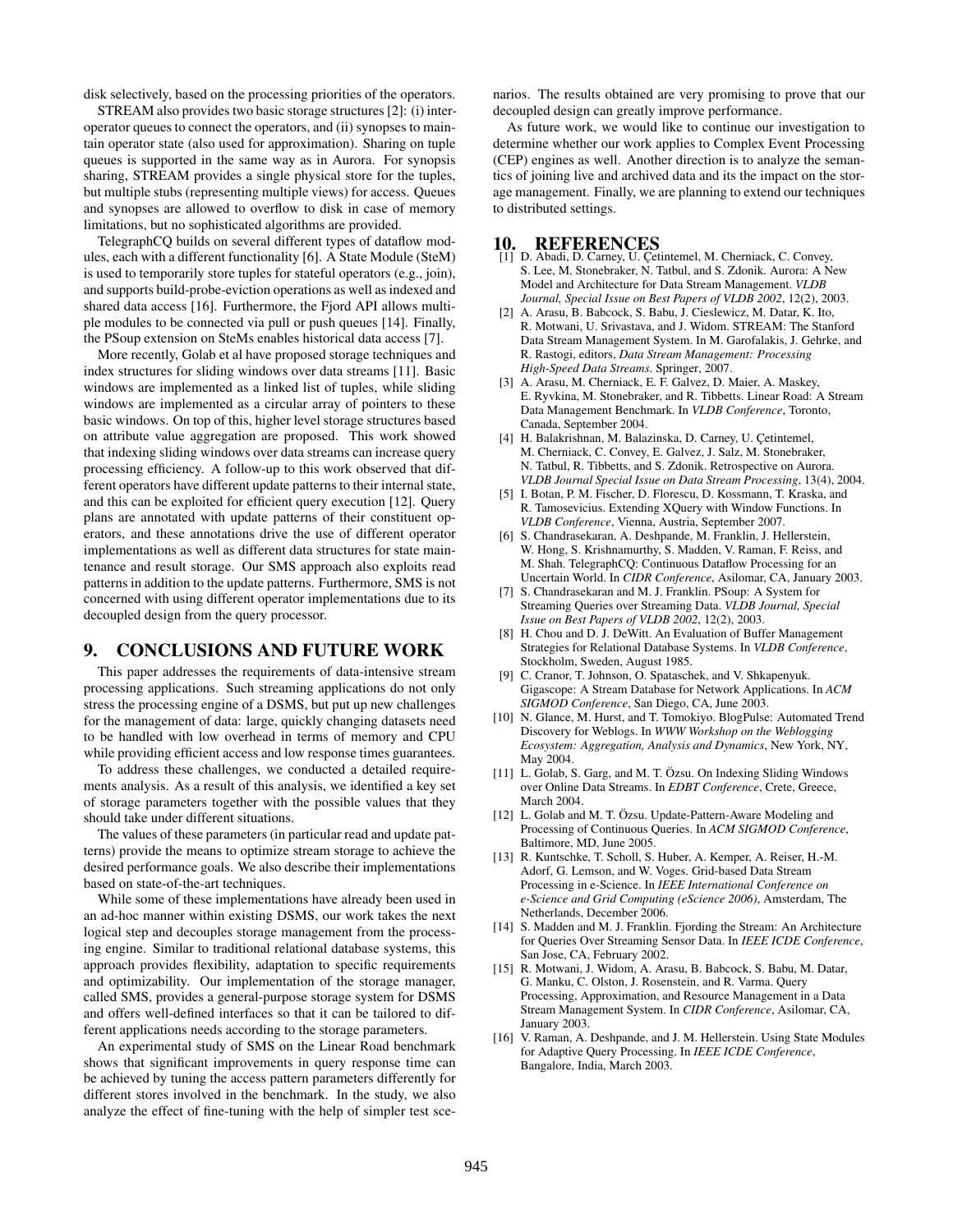disk selectively, based on the processing priorities of the operators.

STREAM also provides two basic storage structures [2]: (i) inter-operator queues to connect the operators, and (ii) synopses to maintain operator state (also used for approximation). Sharing on tuple queues is supported in the same way as in Aurora. For synopsis sharing, STREAM provides a single physical store for the tuples, but multiple stubs (representing multiple views) for access. Queues and synopses are allowed to overflow to disk in case of memory limitations, but no sophisticated algorithms are provided.

TelegraphCQ builds on several different types of dataflow modules, each with a different functionality [6]. A State Module (SteM) is used to temporarily store tuples for stateful operators (e.g., join), and supports build-probe-eviction operations as well as indexed and shared data access [16]. Furthermore, the Fjord API allows multiple modules to be connected via pull or push queues [14]. Finally, the PSoup extension on SteMs enables historical data access [7].

More recently, Golab et al have proposed storage techniques and index structures for sliding windows over data streams [11]. Basic windows are implemented as a linked list of tuples, while sliding windows are implemented as a circular array of pointers to these basic windows. On top of this, higher level storage structures based on attribute value aggregation are proposed. This work showed that indexing sliding windows over data streams can increase query processing efficiency. A follow-up to this work observed that different operators have different update patterns to their internal state, and this can be exploited for efficient query execution [12]. Query plans are annotated with update patterns of their constituent operators, and these annotations drive the use of different operator implementations as well as different data structures for state maintenance and result storage. Our SMS approach also exploits read patterns in addition to the update patterns. Furthermore, SMS is not concerned with using different operator implementations due to its decoupled design from the query processor.

## 9. CONCLUSIONS AND FUTURE WORK

This paper addresses the requirements of data-intensive stream processing applications. Such streaming applications do not only stress the processing engine of a DSMS, but put up new challenges for the management of data: large, quickly changing datasets need to be handled with low overhead in terms of memory and CPU while providing efficient access and low response times guarantees.

To address these challenges, we conducted a detailed requirements analysis. As a result of this analysis, we identified a key set of storage parameters together with the possible values that they should take under different situations.

The values of these parameters (in particular read and update patterns) provide the means to optimize stream storage to achieve the desired performance goals. We also describe their implementations based on state-of-the-art techniques.

While some of these implementations have already been used in an ad-hoc manner within existing DSMS, our work takes the next logical step and decouples storage management from the processing engine. Similar to traditional relational database systems, this approach provides flexibility, adaptation to specific requirements and optimizability. Our implementation of the storage manager, called SMS, provides a general-purpose storage system for DSMS and offers well-defined interfaces so that it can be tailored to different applications needs according to the storage parameters.

An experimental study of SMS on the Linear Road benchmark shows that significant improvements in query response time can be achieved by tuning the access pattern parameters differently for different stores involved in the benchmark. In the study, we also analyze the effect of fine-tuning with the help of simpler test scenarios. The results obtained are very promising to prove that our decoupled design can greatly improve performance.

As future work, we would like to continue our investigation to determine whether our work applies to Complex Event Processing (CEP) engines as well. Another direction is to analyze the semantics of joining live and archived data and its the impact on the storage management. Finally, we are planning to extend our techniques to distributed settings.

## 10. REFERENCES

[1] D. Abadi, D. Carney, U. Çetintemel, M. Cherniack, C. Convey, S. Lee, M. Stonebraker, N. Tatbul, and S. Zdonik. Aurora: A New Model and Architecture for Data Stream Management. *VLDB Journal, Special Issue on Best Papers of VLDB 2002*, 12(2), 2003.

[2] A. Arasu, B. Babcock, S. Babu, J. Cieslewicz, M. Datar, K. Ito, R. Motwani, U. Srivastava, and J. Widom. STREAM: The Stanford Data Stream Management System. In M. Garofalakis, J. Gehrke, and R. Rastogi, editors, *Data Stream Management: Processing High-Speed Data Streams*. Springer, 2007.

[3] A. Arasu, M. Cherniack, E. F. Galvez, D. Maier, A. Maskey, E. Ryvkina, M. Stonebraker, and R. Tibbetts. Linear Road: A Stream Data Management Benchmark. In *VLDB Conference*, Toronto, Canada, September 2004.

[4] H. Balakrishnan, M. Balazinska, D. Carney, U. Çetintemel, M. Cherniack, C. Convey, E. Galvez, J. Salz, M. Stonebraker, N. Tatbul, R. Tibbetts, and S. Zdonik. Retrospective on Aurora. *VLDB Journal Special Issue on Data Stream Processing*, 13(4), 2004.

[5] I. Botan, P. M. Fischer, D. Florescu, D. Kossmann, T. Kraska, and R. Tamosevicius. Extending XQuery with Window Functions. In *VLDB Conference*, Vienna, Austria, September 2007.

[6] S. Chandrasekaran, A. Deshpande, M. Franklin, J. Hellerstein, W. Hong, S. Krishnamurthy, S. Madden, V. Raman, F. Reiss, and M. Shah. TelegraphCQ: Continuous Dataflow Processing for an Uncertain World. In *CIDR Conference*, Asilomar, CA, January 2003.

[7] S. Chandrasekaran and M. J. Franklin. PSoup: A System for Streaming Queries over Streaming Data. *VLDB Journal, Special Issue on Best Papers of VLDB 2002*, 12(2), 2003.

[8] H. Chou and D. J. DeWitt. An Evaluation of Buffer Management Strategies for Relational Database Systems. In *VLDB Conference*, Stockholm, Sweden, August 1985.

[9] C. Cranor, T. Johnson, O. Spataschek, and V. Shkapenyuk. Gigascope: A Stream Database for Network Applications. In *ACM SIGMOD Conference*, San Diego, CA, June 2003.

[10] N. Glance, M. Hurst, and T. Tomokiyo. BlogPulse: Automated Trend Discovery for Weblogs. In *WWW Workshop on the Weblogging Ecosystem: Aggregation, Analysis and Dynamics*, New York, NY, May 2004.

[11] L. Golab, S. Garg, and M. T. Özsu. On Indexing Sliding Windows over Online Data Streams. In *EDBT Conference*, Crete, Greece, March 2004.

[12] L. Golab and M. T. Özsu. Update-Pattern-Aware Modeling and Processing of Continuous Queries. In *ACM SIGMOD Conference*, Baltimore, MD, June 2005.

[13] R. Kuntschke, T. Scholl, S. Huber, A. Kemper, A. Reiser, H.-M. Adorf, G. Lemson, and W. Voges. Grid-based Data Stream Processing in e-Science. In *IEEE International Conference on e-Science and Grid Computing (eScience 2006)*, Amsterdam, The Netherlands, December 2006.

[14] S. Madden and M. J. Franklin. Fjording the Stream: An Architecture for Queries Over Streaming Sensor Data. In *IEEE ICDE Conference*, San Jose, CA, February 2002.

[15] R. Motwani, J. Widom, A. Arasu, B. Babcock, S. Babu, M. Datar, G. Manku, C. Olston, J. Rosenstein, and R. Varma. Query Processing, Approximation, and Resource Management in a Data Stream Management System. In *CIDR Conference*, Asilomar, CA, January 2003.

[16] V. Raman, A. Deshpande, and J. M. Hellerstein. Using State Modules for Adaptive Query Processing. In *IEEE ICDE Conference*, Bangalore, India, March 2003.